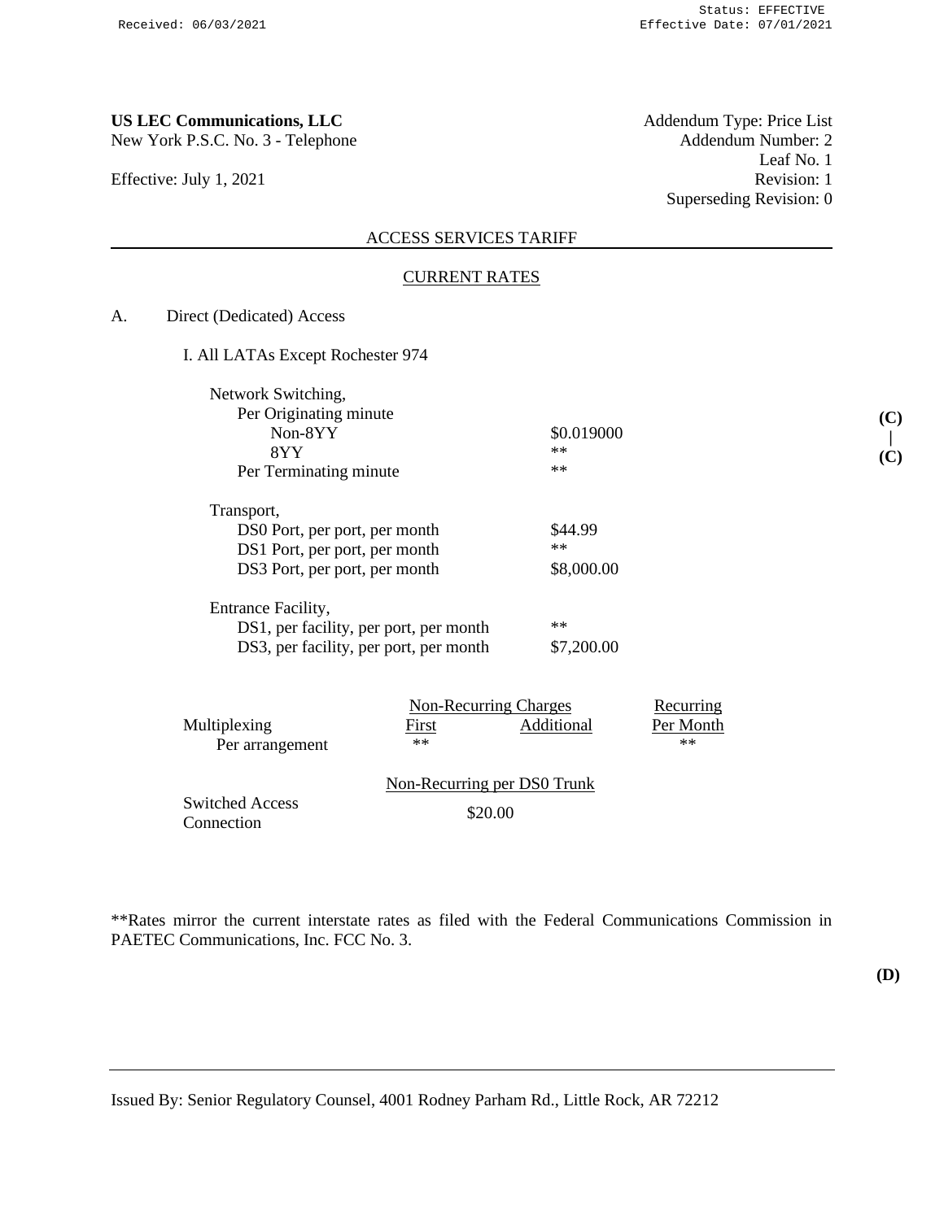Received: 06/03/2021

Status: EFFECTIVE
Effective Date: 07/01/2021

**US LEC Communications, LLC**
New York P.S.C. No. 3 - Telephone

Effective: July 1, 2021

Addendum Type: Price List
Addendum Number: 2
Leaf No. 1
Revision: 1
Superseding Revision: 0

ACCESS SERVICES TARIFF

CURRENT RATES

A. Direct (Dedicated) Access

I. All LATAs Except Rochester 974

| | | |
|---|---|---|
| Network Switching, | | |
| Per Originating minute | | |
| Non-8YY | $0.019000 | (C) |
| 8YY | ** | \| |
| Per Terminating minute | ** | (C) |
| Transport, | | |
| DS0 Port, per port, per month | $44.99 | |
| DS1 Port, per port, per month | ** | |
| DS3 Port, per port, per month | $8,000.00 | |
| Entrance Facility, | | |
| DS1, per facility, per port, per month | ** | |
| DS3, per facility, per port, per month | $7,200.00 | |

| Multiplexing | Non-Recurring Charges First | Non-Recurring Charges Additional | Recurring Per Month |
|---|---|---|---|
| Per arrangement | ** | | ** |

| | Non-Recurring per DS0 Trunk |
|---|---|
| Switched Access Connection | $20.00 |

**Rates mirror the current interstate rates as filed with the Federal Communications Commission in PAETEC Communications, Inc. FCC No. 3.

(D)

Issued By: Senior Regulatory Counsel, 4001 Rodney Parham Rd., Little Rock, AR 72212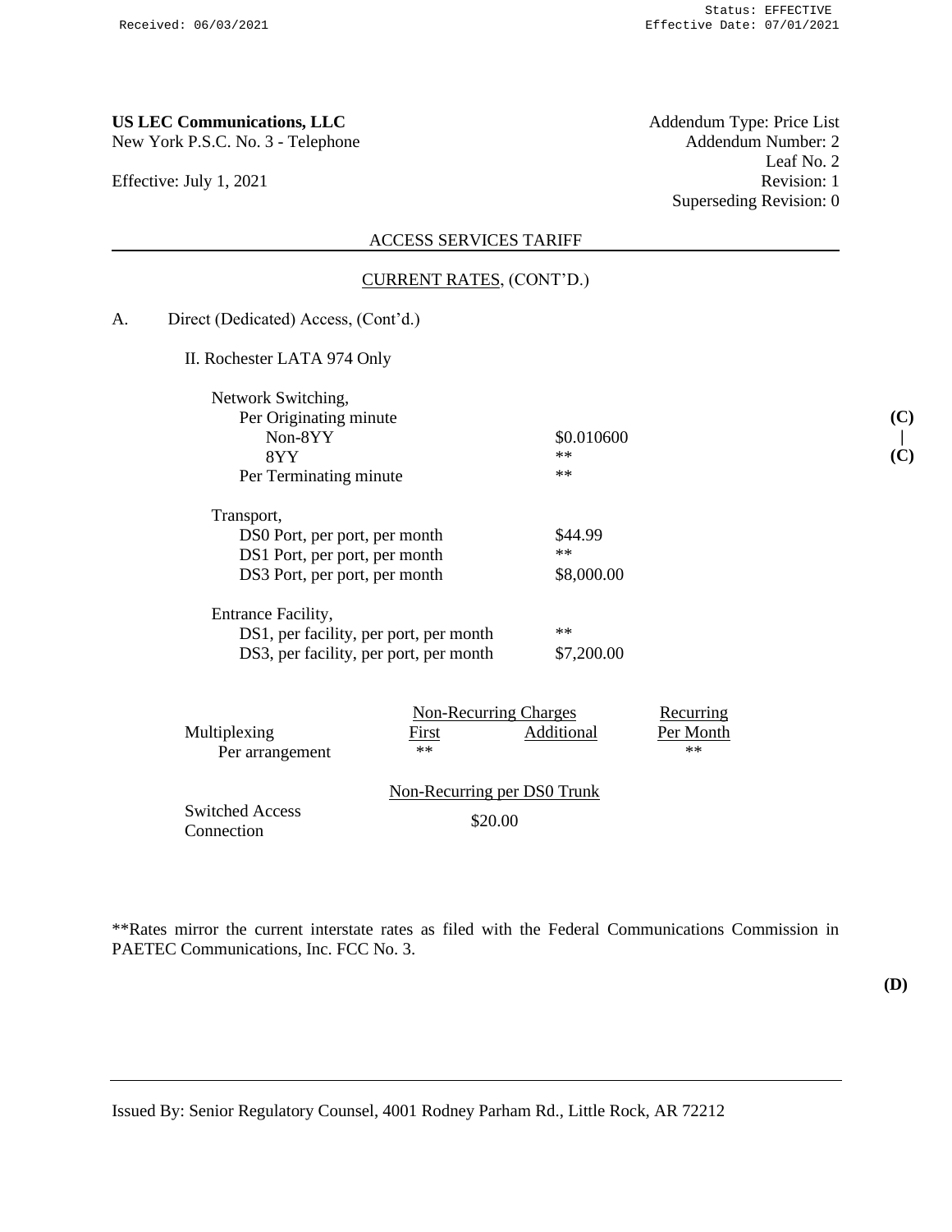**US LEC Communications, LLC**
New York P.S.C. No. 3 - Telephone

Effective: July 1, 2021

Addendum Type: Price List
Addendum Number: 2
Leaf No. 2
Revision: 1
Superseding Revision: 0

ACCESS SERVICES TARIFF

CURRENT RATES, (CONT'D.)

A. Direct (Dedicated) Access, (Cont'd.)

II. Rochester LATA 974 Only

| | |
|---|---|
| Network Switching, | |
| Per Originating minute | |
| Non-8YY | \$0.010600 (C) |
| 8YY | ** (C) |
| Per Terminating minute | ** |
| Transport, | |
| DS0 Port, per port, per month | \$44.99 |
| DS1 Port, per port, per month | ** |
| DS3 Port, per port, per month | \$8,000.00 |
| Entrance Facility, | |
| DS1, per facility, per port, per month | ** |
| DS3, per facility, per port, per month | \$7,200.00 |

| | Non-Recurring Charges | | Recurring |
|---|---|---|---|
| Multiplexing | First | Additional | Per Month |
| Per arrangement | ** | | ** |

| | Non-Recurring per DS0 Trunk |
|---|---|
| Switched Access Connection | \$20.00 |

**Rates mirror the current interstate rates as filed with the Federal Communications Commission in PAETEC Communications, Inc. FCC No. 3.

(D)

Issued By: Senior Regulatory Counsel, 4001 Rodney Parham Rd., Little Rock, AR 72212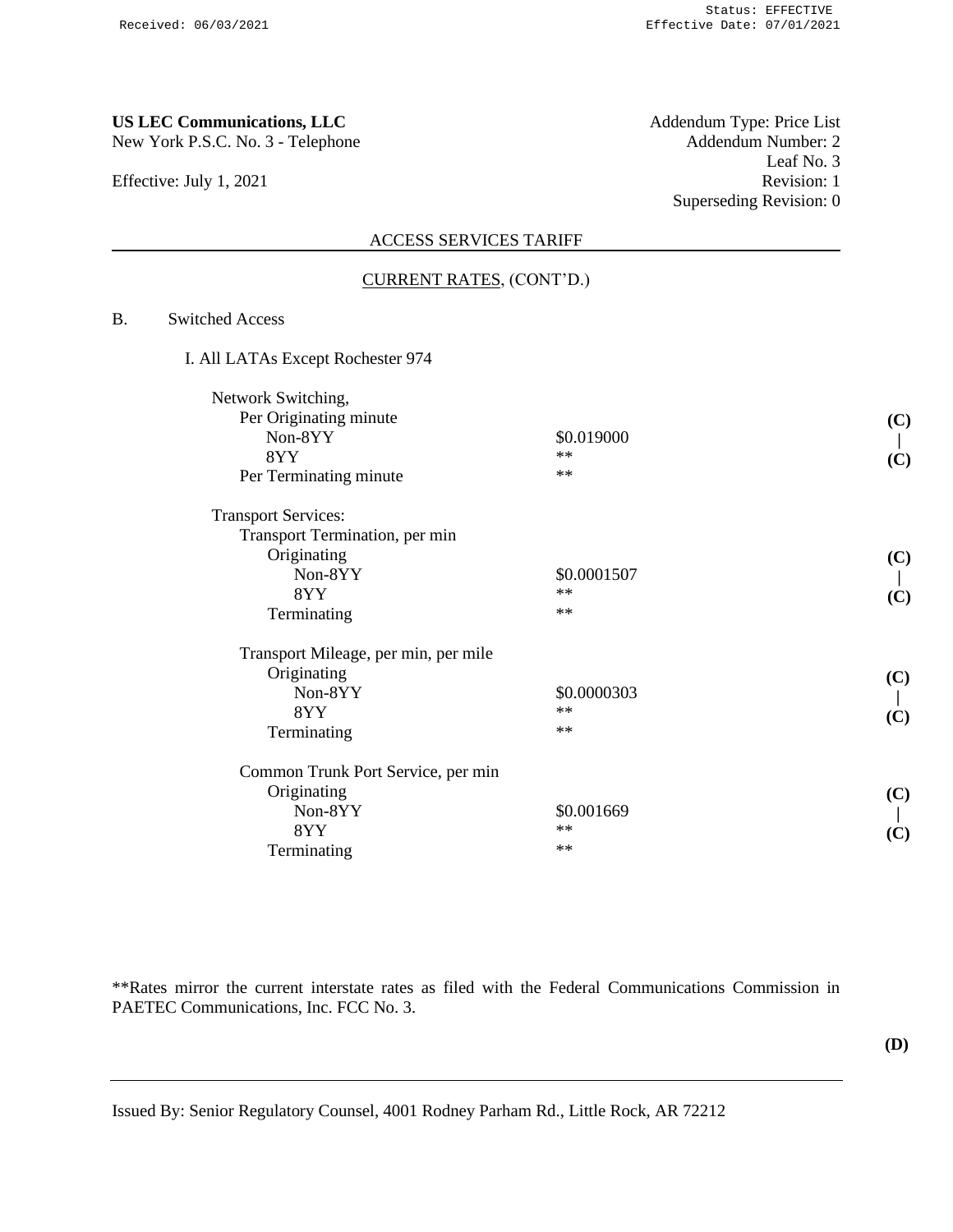**US LEC Communications, LLC**
New York P.S.C. No. 3 - Telephone

Effective: July 1, 2021

Addendum Type: Price List
Addendum Number: 2
Leaf No. 3
Revision: 1
Superseding Revision: 0

ACCESS SERVICES TARIFF

CURRENT RATES, (CONT'D.)

B. Switched Access

I. All LATAs Except Rochester 974

| | | |
|---|---|---|
| Network Switching, | | |
| Per Originating minute | | (C) |
| Non-8YY | $0.019000 | \| |
| 8YY | ** | (C) |
| Per Terminating minute | ** | |
| | | |
| Transport Services: | | |
| Transport Termination, per min | | |
| Originating | | (C) |
| Non-8YY | $0.0001507 | \| |
| 8YY | ** | (C) |
| Terminating | ** | |
| | | |
| Transport Mileage, per min, per mile | | |
| Originating | | (C) |
| Non-8YY | $0.0000303 | \| |
| 8YY | ** | (C) |
| Terminating | ** | |
| | | |
| Common Trunk Port Service, per min | | |
| Originating | | (C) |
| Non-8YY | $0.001669 | \| |
| 8YY | ** | (C) |
| Terminating | ** | |

**Rates mirror the current interstate rates as filed with the Federal Communications Commission in PAETEC Communications, Inc. FCC No. 3.

**(D)**

Issued By: Senior Regulatory Counsel, 4001 Rodney Parham Rd., Little Rock, AR 72212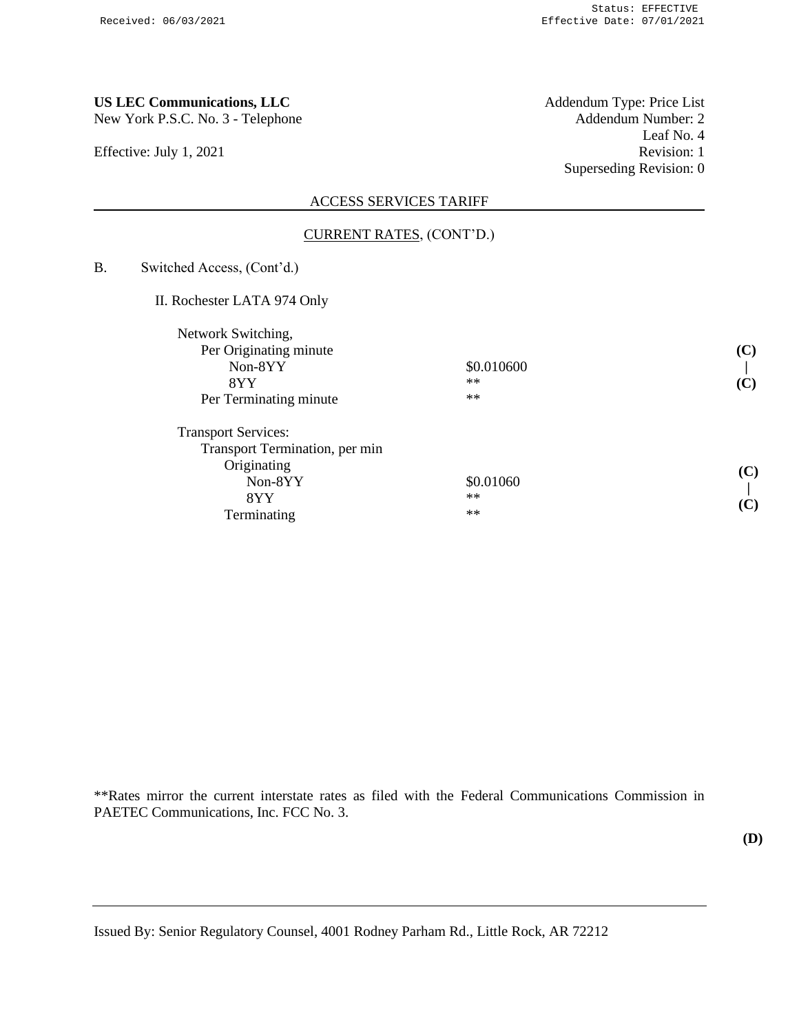Status: EFFECTIVE
Received: 06/03/2021 Effective Date: 07/01/2021

**US LEC Communications, LLC**
New York P.S.C. No. 3 - Telephone

Effective: July 1, 2021

Addendum Type: Price List
Addendum Number: 2
Leaf No. 4
Revision: 1
Superseding Revision: 0

ACCESS SERVICES TARIFF

CURRENT RATES, (CONT'D.)

B. Switched Access, (Cont'd.)

II. Rochester LATA 974 Only

| | | |
|---|---|---|
| Network Switching, | | |
| Per Originating minute | | (C) |
| Non-8YY | $0.010600 | \| |
| 8YY | ** | (C) |
| Per Terminating minute | ** | |
| Transport Services: | | |
| Transport Termination, per min | | |
| Originating | | (C) |
| Non-8YY | $0.01060 | \| |
| 8YY | ** | (C) |
| Terminating | ** | |

**Rates mirror the current interstate rates as filed with the Federal Communications Commission in PAETEC Communications, Inc. FCC No. 3.

(D)

Issued By: Senior Regulatory Counsel, 4001 Rodney Parham Rd., Little Rock, AR 72212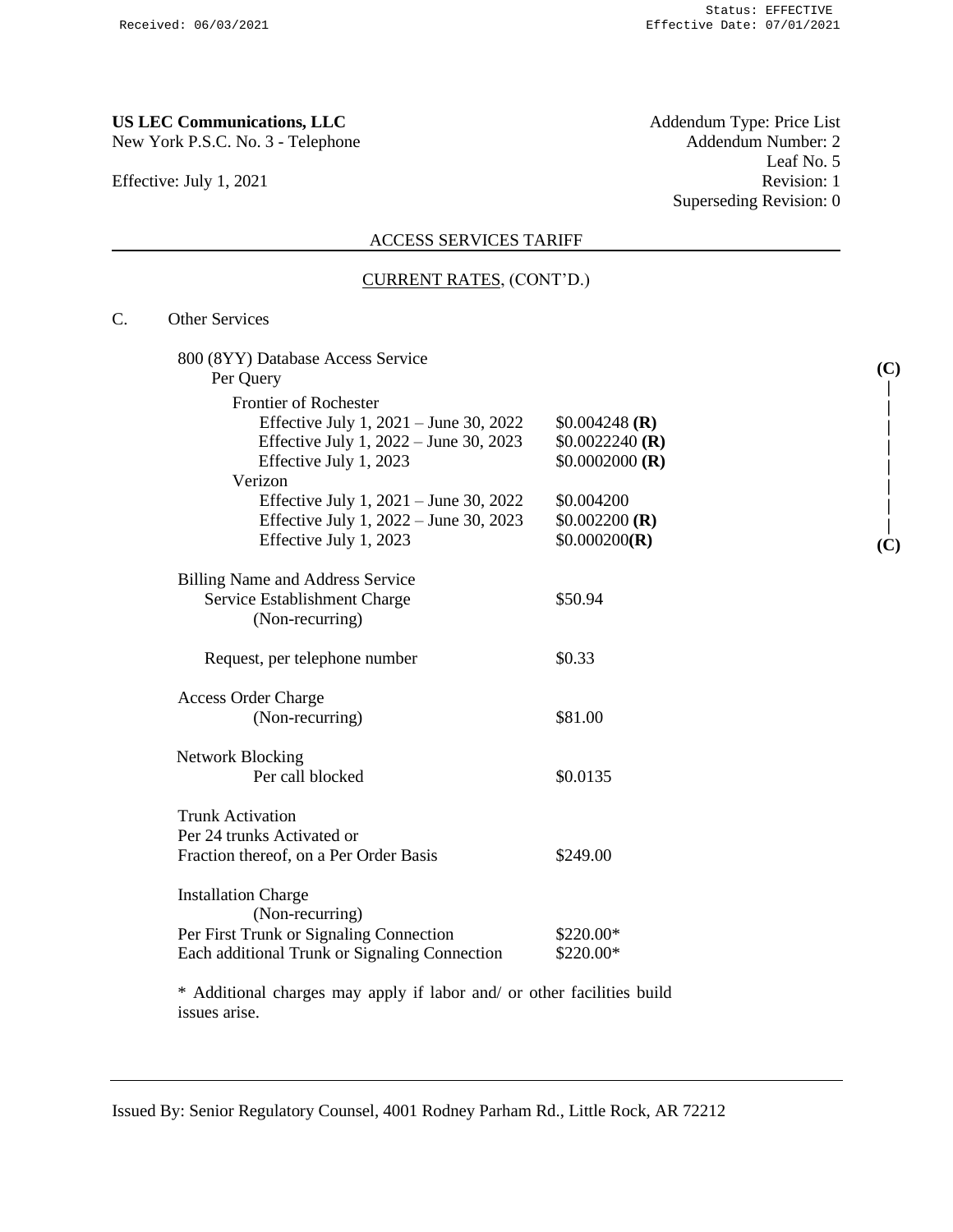**US LEC Communications, LLC**
New York P.S.C. No. 3 - Telephone

Effective: July 1, 2021

Addendum Type: Price List
Addendum Number: 2
Leaf No. 5
Revision: 1
Superseding Revision: 0

ACCESS SERVICES TARIFF

CURRENT RATES, (CONT'D.)

C. Other Services

| | | |
|---|---|---|
| 800 (8YY) Database Access Service | | (C) |
| Per Query | | \| |
| Frontier of Rochester | | \| |
| Effective July 1, 2021 – June 30, 2022 | $0.004248 **(R)** | \| |
| Effective July 1, 2022 – June 30, 2023 | $0.0022240 **(R)** | \| |
| Effective July 1, 2023 | $0.0002000 **(R)** | \| |
| Verizon | | \| |
| Effective July 1, 2021 – June 30, 2022 | $0.004200 | \| |
| Effective July 1, 2022 – June 30, 2023 | $0.002200 **(R)** | \| |
| Effective July 1, 2023 | $0.000200**(R)** | (C) |
| Billing Name and Address Service | | |
| Service Establishment Charge (Non-recurring) | $50.94 | |
| Request, per telephone number | $0.33 | |
| Access Order Charge (Non-recurring) | $81.00 | |
| Network Blocking | | |
| Per call blocked | $0.0135 | |
| Trunk Activation | | |
| Per 24 trunks Activated or Fraction thereof, on a Per Order Basis | $249.00 | |
| Installation Charge (Non-recurring) | | |
| Per First Trunk or Signaling Connection | $220.00* | |
| Each additional Trunk or Signaling Connection | $220.00* | |

* Additional charges may apply if labor and/ or other facilities build issues arise.

Issued By: Senior Regulatory Counsel, 4001 Rodney Parham Rd., Little Rock, AR 72212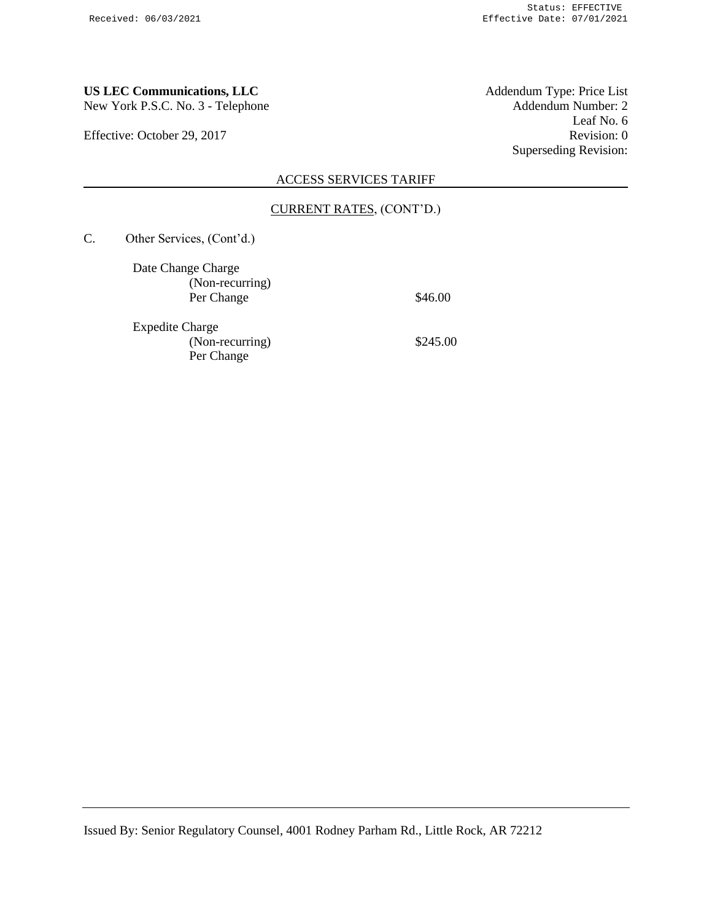**US LEC Communications, LLC**
New York P.S.C. No. 3 - Telephone

Effective: October 29, 2017

Addendum Type: Price List
Addendum Number: 2
Leaf No. 6
Revision: 0
Superseding Revision:

ACCESS SERVICES TARIFF

CURRENT RATES, (CONT'D.)

C. Other Services, (Cont'd.)

| | |
|---|---|
| Date Change Charge<br>(Non-recurring)<br>Per Change | $46.00 |
| Expedite Charge<br>(Non-recurring)<br>Per Change | $245.00 |

Issued By: Senior Regulatory Counsel, 4001 Rodney Parham Rd., Little Rock, AR 72212